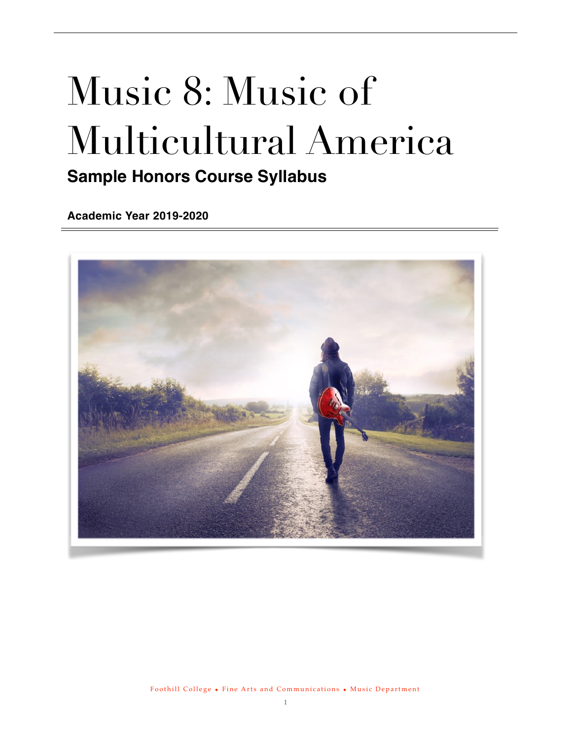# Music 8: Music of Multicultural America

## Sample Honors Course Syllabus

**Academic Year 2019-2020**

Foothill College • Fine Arts and Communications • Music Department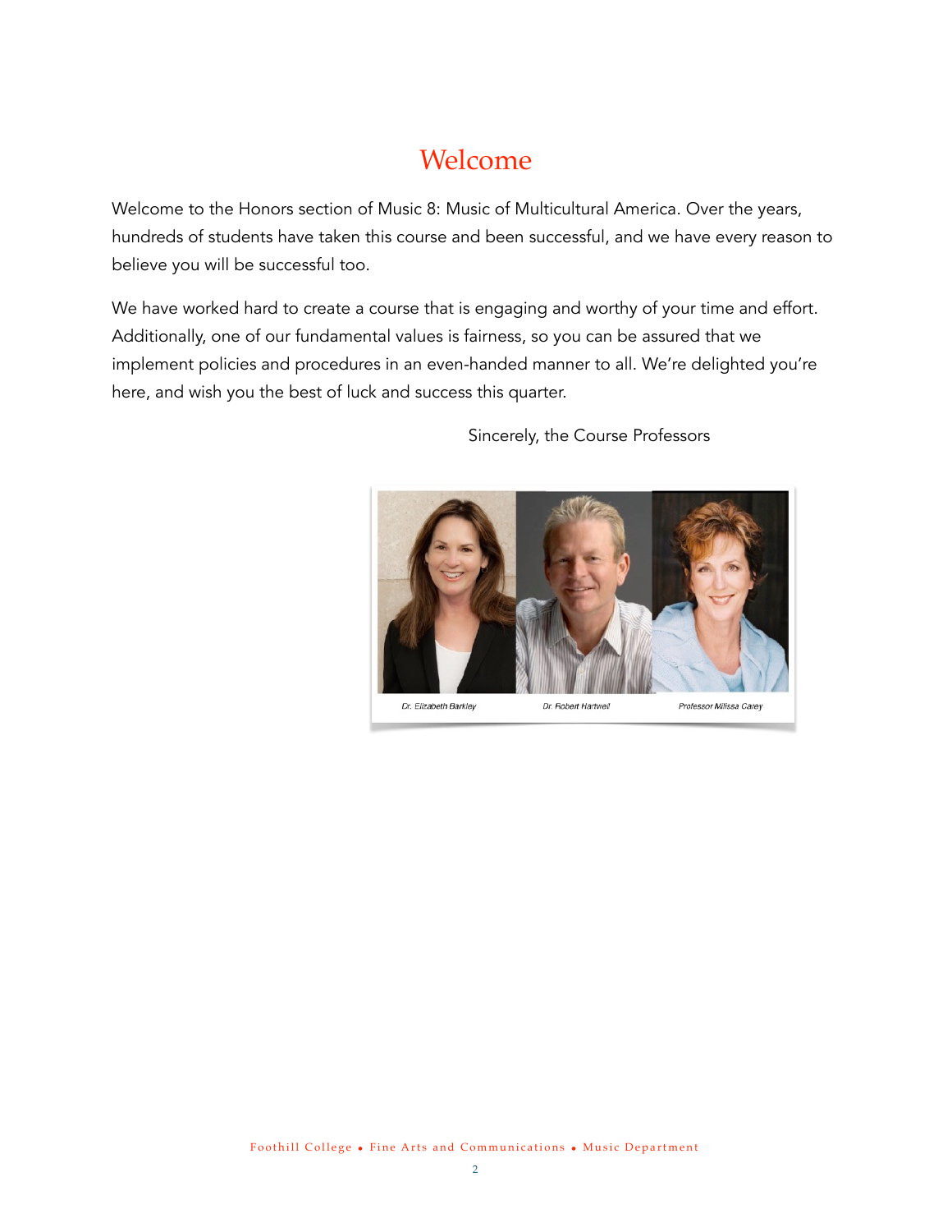# Welcome

Welcome to the Honors section of Music 8: Music of Multicultural America. Over the years, hundreds of students have taken this course and been successful, and we have every reason to believe you will be successful too.

We have worked hard to create a course that is engaging and worthy of your time and effort. Additionally, one of our fundamental values is fairness, so you can be assured that we implement policies and procedures in an even-handed manner to all. We're delighted you're here, and wish you the best of luck and success this quarter.

Sincerely, the Course Professors

*Dr. Elizabeth Barkley* *Dr. Robert Hartwell* *Professor Milissa Carey*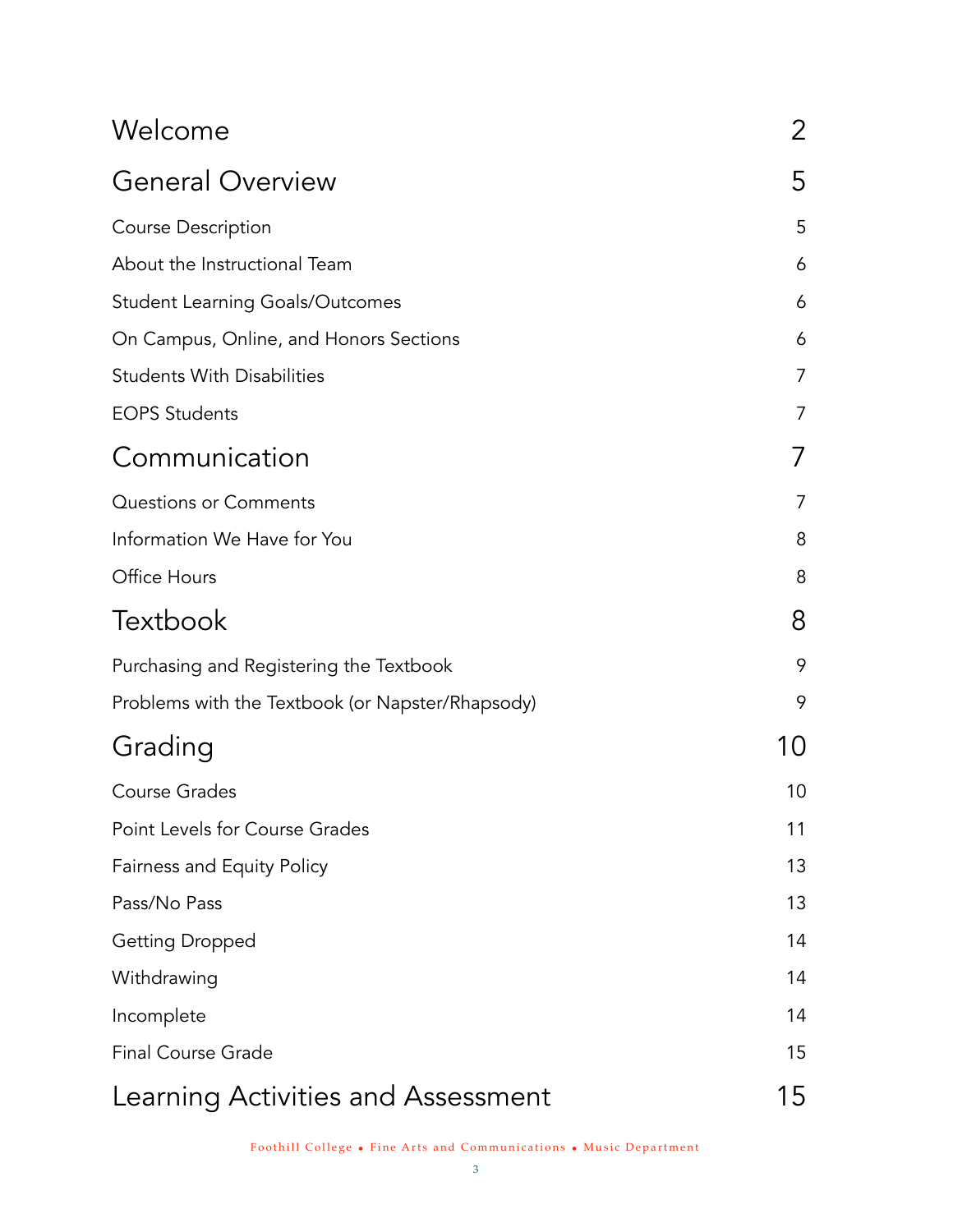| | |
|---|---|
| **Welcome** | **2** |
| **General Overview** | **5** |
| Course Description | 5 |
| About the Instructional Team | 6 |
| Student Learning Goals/Outcomes | 6 |
| On Campus, Online, and Honors Sections | 6 |
| Students With Disabilities | 7 |
| EOPS Students | 7 |
| **Communication** | **7** |
| Questions or Comments | 7 |
| Information We Have for You | 8 |
| Office Hours | 8 |
| **Textbook** | **8** |
| Purchasing and Registering the Textbook | 9 |
| Problems with the Textbook (or Napster/Rhapsody) | 9 |
| **Grading** | **10** |
| Course Grades | 10 |
| Point Levels for Course Grades | 11 |
| Fairness and Equity Policy | 13 |
| Pass/No Pass | 13 |
| Getting Dropped | 14 |
| Withdrawing | 14 |
| Incomplete | 14 |
| Final Course Grade | 15 |
| **Learning Activities and Assessment** | **15** |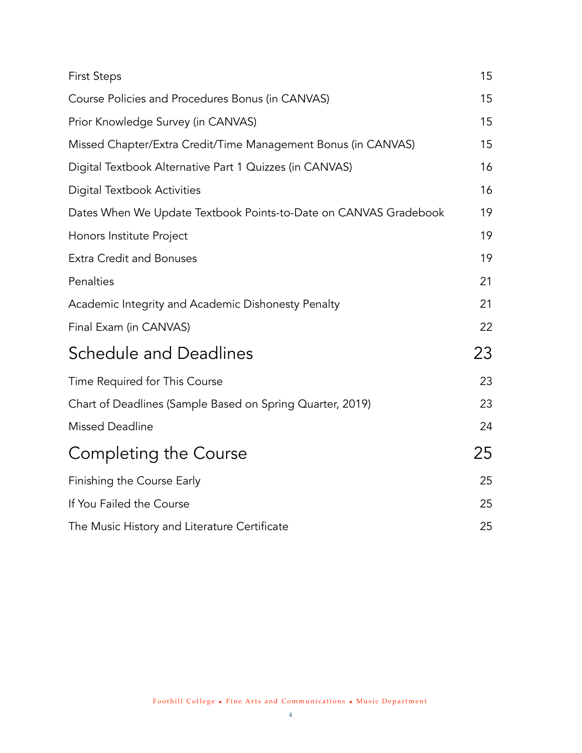| | |
|---|---|
| First Steps | 15 |
| Course Policies and Procedures Bonus (in CANVAS) | 15 |
| Prior Knowledge Survey (in CANVAS) | 15 |
| Missed Chapter/Extra Credit/Time Management Bonus (in CANVAS) | 15 |
| Digital Textbook Alternative Part 1 Quizzes (in CANVAS) | 16 |
| Digital Textbook Activities | 16 |
| Dates When We Update Textbook Points-to-Date on CANVAS Gradebook | 19 |
| Honors Institute Project | 19 |
| Extra Credit and Bonuses | 19 |
| Penalties | 21 |
| Academic Integrity and Academic Dishonesty Penalty | 21 |
| Final Exam (in CANVAS) | 22 |
| **Schedule and Deadlines** | **23** |
| Time Required for This Course | 23 |
| Chart of Deadlines (Sample Based on Spring Quarter, 2019) | 23 |
| Missed Deadline | 24 |
| **Completing the Course** | **25** |
| Finishing the Course Early | 25 |
| If You Failed the Course | 25 |
| The Music History and Literature Certificate | 25 |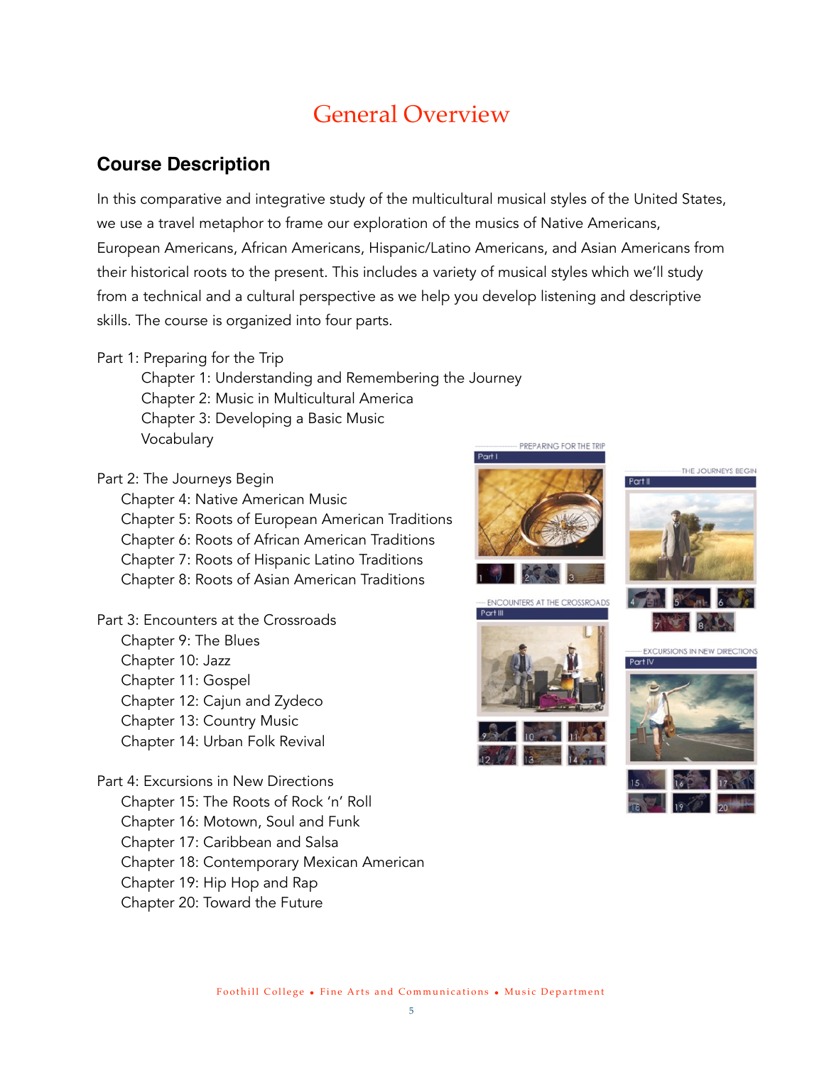# General Overview

## Course Description

In this comparative and integrative study of the multicultural musical styles of the United States, we use a travel metaphor to frame our exploration of the musics of Native Americans, European Americans, African Americans, Hispanic/Latino Americans, and Asian Americans from their historical roots to the present. This includes a variety of musical styles which we'll study from a technical and a cultural perspective as we help you develop listening and descriptive skills. The course is organized into four parts.

Part 1: Preparing for the Trip
- Chapter 1: Understanding and Remembering the Journey
- Chapter 2: Music in Multicultural America
- Chapter 3: Developing a Basic Music Vocabulary

Part 2: The Journeys Begin
- Chapter 4: Native American Music
- Chapter 5: Roots of European American Traditions
- Chapter 6: Roots of African American Traditions
- Chapter 7: Roots of Hispanic Latino Traditions
- Chapter 8: Roots of Asian American Traditions

Part 3: Encounters at the Crossroads
- Chapter 9: The Blues
- Chapter 10: Jazz
- Chapter 11: Gospel
- Chapter 12: Cajun and Zydeco
- Chapter 13: Country Music
- Chapter 14: Urban Folk Revival

Part 4: Excursions in New Directions
- Chapter 15: The Roots of Rock 'n' Roll
- Chapter 16: Motown, Soul and Funk
- Chapter 17: Caribbean and Salsa
- Chapter 18: Contemporary Mexican American
- Chapter 19: Hip Hop and Rap
- Chapter 20: Toward the Future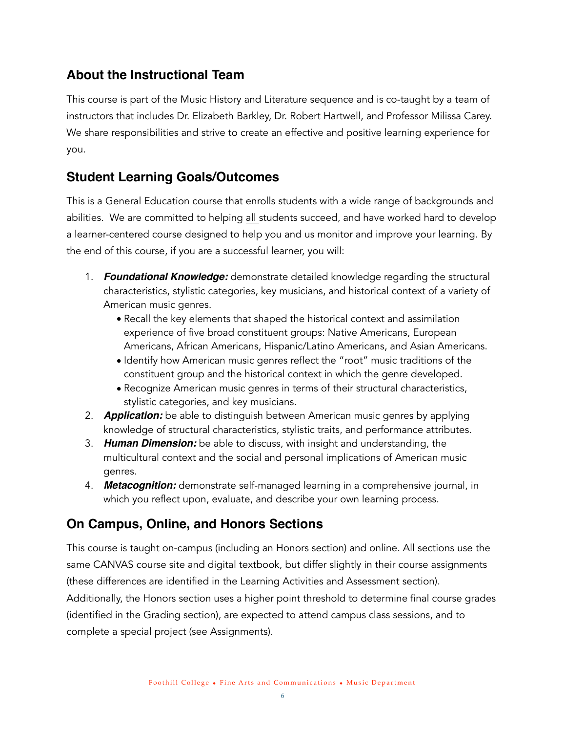## About the Instructional Team

This course is part of the Music History and Literature sequence and is co-taught by a team of instructors that includes Dr. Elizabeth Barkley, Dr. Robert Hartwell, and Professor Milissa Carey. We share responsibilities and strive to create an effective and positive learning experience for you.

## Student Learning Goals/Outcomes

This is a General Education course that enrolls students with a wide range of backgrounds and abilities. We are committed to helping all students succeed, and have worked hard to develop a learner-centered course designed to help you and us monitor and improve your learning. By the end of this course, if you are a successful learner, you will:

1. ***Foundational Knowledge:*** demonstrate detailed knowledge regarding the structural characteristics, stylistic categories, key musicians, and historical context of a variety of American music genres.
   - Recall the key elements that shaped the historical context and assimilation experience of five broad constituent groups: Native Americans, European Americans, African Americans, Hispanic/Latino Americans, and Asian Americans.
   - Identify how American music genres reflect the "root" music traditions of the constituent group and the historical context in which the genre developed.
   - Recognize American music genres in terms of their structural characteristics, stylistic categories, and key musicians.
2. ***Application:*** be able to distinguish between American music genres by applying knowledge of structural characteristics, stylistic traits, and performance attributes.
3. ***Human Dimension:*** be able to discuss, with insight and understanding, the multicultural context and the social and personal implications of American music genres.
4. ***Metacognition:*** demonstrate self-managed learning in a comprehensive journal, in which you reflect upon, evaluate, and describe your own learning process.

## On Campus, Online, and Honors Sections

This course is taught on-campus (including an Honors section) and online. All sections use the same CANVAS course site and digital textbook, but differ slightly in their course assignments (these differences are identified in the Learning Activities and Assessment section). Additionally, the Honors section uses a higher point threshold to determine final course grades (identified in the Grading section), are expected to attend campus class sessions, and to complete a special project (see Assignments).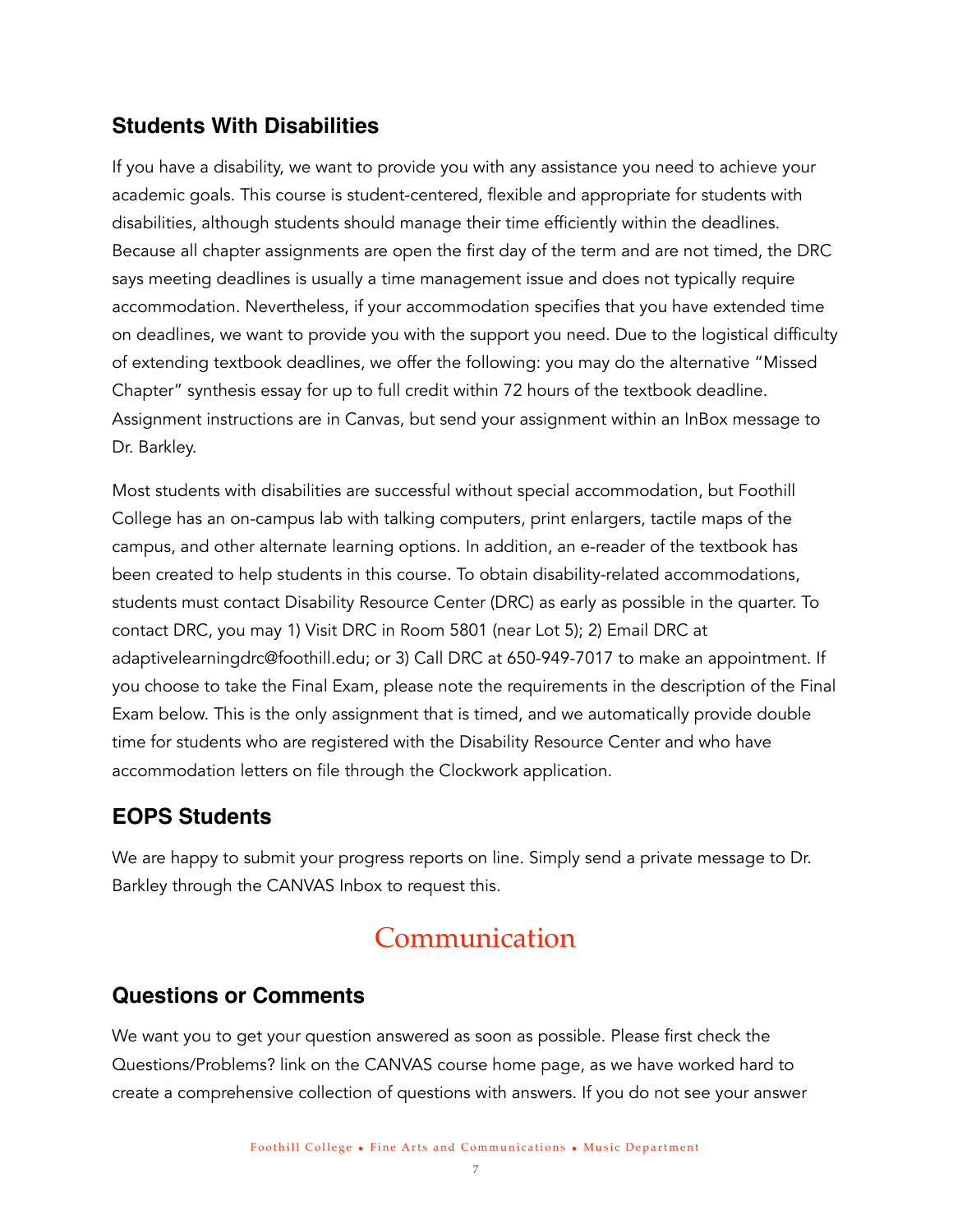### Students With Disabilities

If you have a disability, we want to provide you with any assistance you need to achieve your academic goals. This course is student-centered, flexible and appropriate for students with disabilities, although students should manage their time efficiently within the deadlines. Because all chapter assignments are open the first day of the term and are not timed, the DRC says meeting deadlines is usually a time management issue and does not typically require accommodation. Nevertheless, if your accommodation specifies that you have extended time on deadlines, we want to provide you with the support you need. Due to the logistical difficulty of extending textbook deadlines, we offer the following: you may do the alternative "Missed Chapter" synthesis essay for up to full credit within 72 hours of the textbook deadline. Assignment instructions are in Canvas, but send your assignment within an InBox message to Dr. Barkley.

Most students with disabilities are successful without special accommodation, but Foothill College has an on-campus lab with talking computers, print enlargers, tactile maps of the campus, and other alternate learning options. In addition, an e-reader of the textbook has been created to help students in this course. To obtain disability-related accommodations, students must contact Disability Resource Center (DRC) as early as possible in the quarter. To contact DRC, you may 1) Visit DRC in Room 5801 (near Lot 5); 2) Email DRC at adaptivelearningdrc@foothill.edu; or 3) Call DRC at 650-949-7017 to make an appointment. If you choose to take the Final Exam, please note the requirements in the description of the Final Exam below. This is the only assignment that is timed, and we automatically provide double time for students who are registered with the Disability Resource Center and who have accommodation letters on file through the Clockwork application.

### EOPS Students

We are happy to submit your progress reports on line. Simply send a private message to Dr. Barkley through the CANVAS Inbox to request this.

## Communication

### Questions or Comments

We want you to get your question answered as soon as possible. Please first check the Questions/Problems? link on the CANVAS course home page, as we have worked hard to create a comprehensive collection of questions with answers. If you do not see your answer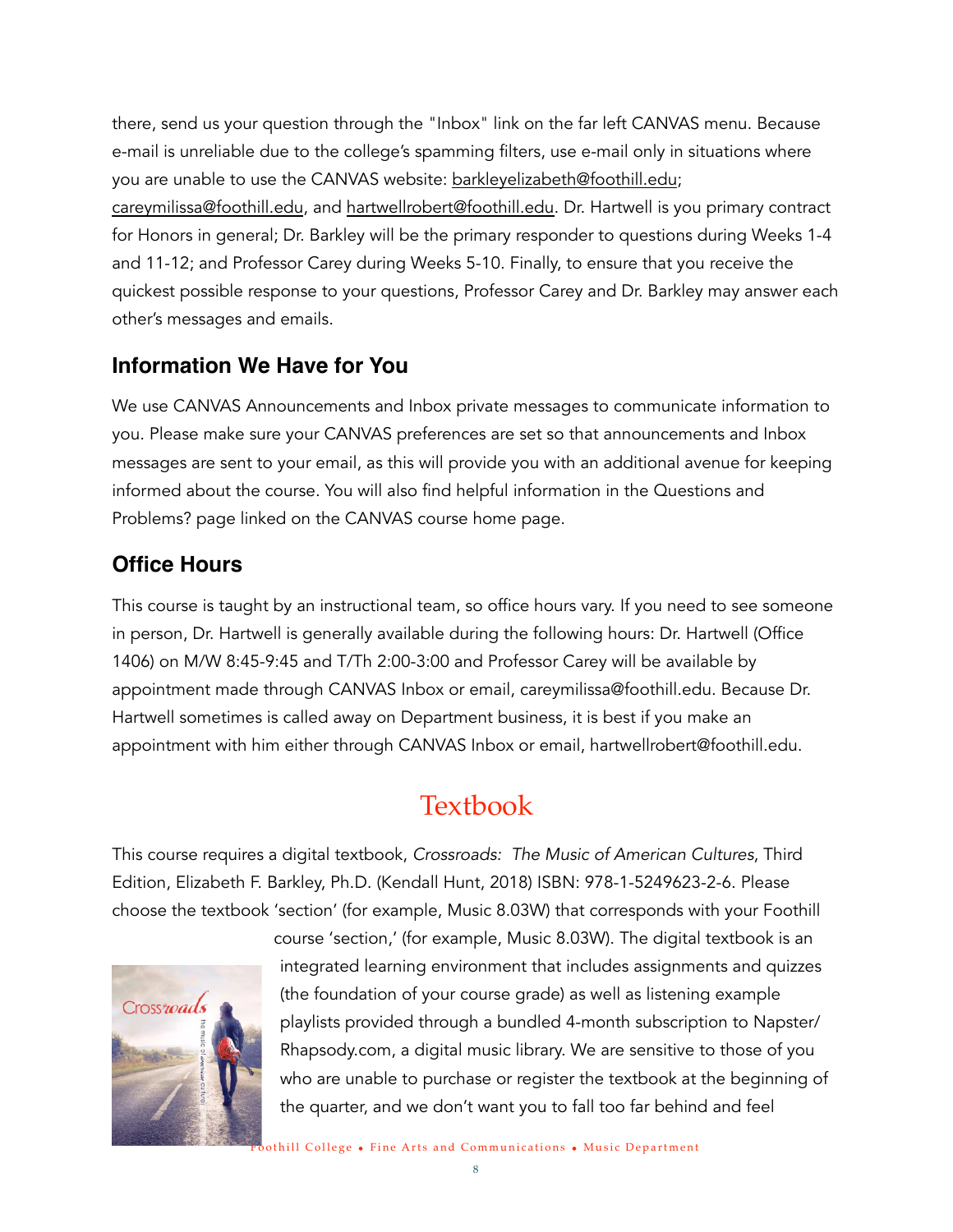there, send us your question through the "Inbox" link on the far left CANVAS menu. Because e-mail is unreliable due to the college's spamming filters, use e-mail only in situations where you are unable to use the CANVAS website: barkleyelizabeth@foothill.edu; careymilissa@foothill.edu, and hartwellrobert@foothill.edu. Dr. Hartwell is you primary contract for Honors in general; Dr. Barkley will be the primary responder to questions during Weeks 1-4 and 11-12; and Professor Carey during Weeks 5-10. Finally, to ensure that you receive the quickest possible response to your questions, Professor Carey and Dr. Barkley may answer each other's messages and emails.

### Information We Have for You

We use CANVAS Announcements and Inbox private messages to communicate information to you. Please make sure your CANVAS preferences are set so that announcements and Inbox messages are sent to your email, as this will provide you with an additional avenue for keeping informed about the course. You will also find helpful information in the Questions and Problems? page linked on the CANVAS course home page.

### Office Hours

This course is taught by an instructional team, so office hours vary. If you need to see someone in person, Dr. Hartwell is generally available during the following hours: Dr. Hartwell (Office 1406) on M/W 8:45-9:45 and T/Th 2:00-3:00 and Professor Carey will be available by appointment made through CANVAS Inbox or email, careymilissa@foothill.edu. Because Dr. Hartwell sometimes is called away on Department business, it is best if you make an appointment with him either through CANVAS Inbox or email, hartwellrobert@foothill.edu.

## Textbook

This course requires a digital textbook, *Crossroads: The Music of American Cultures*, Third Edition, Elizabeth F. Barkley, Ph.D. (Kendall Hunt, 2018) ISBN: 978-1-5249623-2-6. Please choose the textbook 'section' (for example, Music 8.03W) that corresponds with your Foothill course 'section,' (for example, Music 8.03W). The digital textbook is an integrated learning environment that includes assignments and quizzes (the foundation of your course grade) as well as listening example playlists provided through a bundled 4-month subscription to Napster/Rhapsody.com, a digital music library. We are sensitive to those of you who are unable to purchase or register the textbook at the beginning of the quarter, and we don't want you to fall too far behind and feel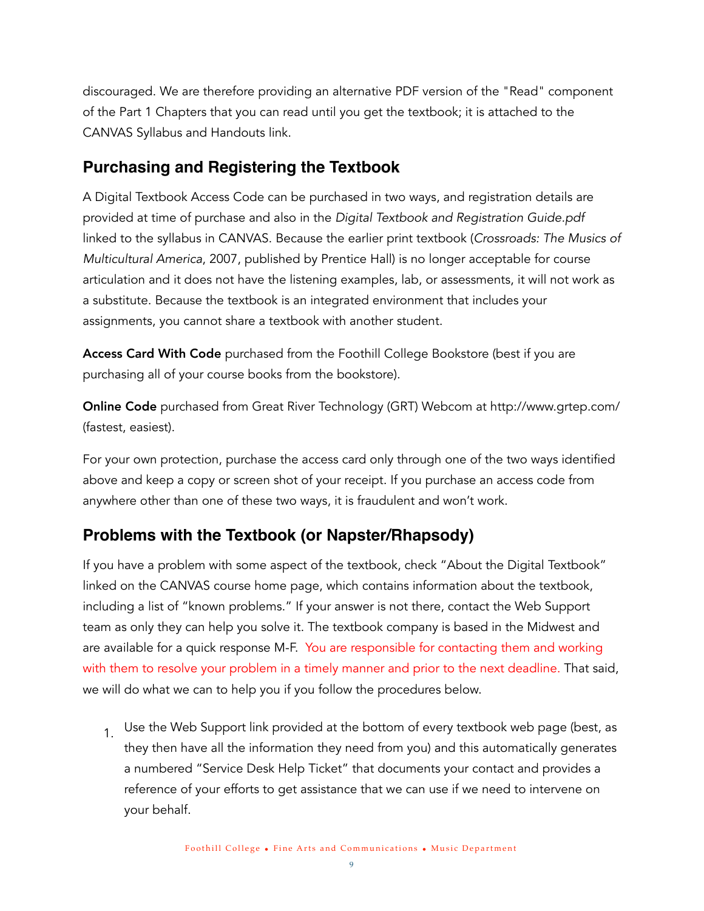discouraged. We are therefore providing an alternative PDF version of the "Read" component of the Part 1 Chapters that you can read until you get the textbook; it is attached to the CANVAS Syllabus and Handouts link.

## Purchasing and Registering the Textbook

A Digital Textbook Access Code can be purchased in two ways, and registration details are provided at time of purchase and also in the *Digital Textbook and Registration Guide.pdf* linked to the syllabus in CANVAS. Because the earlier print textbook (*Crossroads: The Musics of Multicultural America*, 2007, published by Prentice Hall) is no longer acceptable for course articulation and it does not have the listening examples, lab, or assessments, it will not work as a substitute. Because the textbook is an integrated environment that includes your assignments, you cannot share a textbook with another student.

**Access Card With Code** purchased from the Foothill College Bookstore (best if you are purchasing all of your course books from the bookstore).

**Online Code** purchased from Great River Technology (GRT) Webcom at http://www.grtep.com/ (fastest, easiest).

For your own protection, purchase the access card only through one of the two ways identified above and keep a copy or screen shot of your receipt. If you purchase an access code from anywhere other than one of these two ways, it is fraudulent and won't work.

## Problems with the Textbook (or Napster/Rhapsody)

If you have a problem with some aspect of the textbook, check "About the Digital Textbook" linked on the CANVAS course home page, which contains information about the textbook, including a list of "known problems." If your answer is not there, contact the Web Support team as only they can help you solve it. The textbook company is based in the Midwest and are available for a quick response M-F. You are responsible for contacting them and working with them to resolve your problem in a timely manner and prior to the next deadline. That said, we will do what we can to help you if you follow the procedures below.

1. Use the Web Support link provided at the bottom of every textbook web page (best, as they then have all the information they need from you) and this automatically generates a numbered "Service Desk Help Ticket" that documents your contact and provides a reference of your efforts to get assistance that we can use if we need to intervene on your behalf.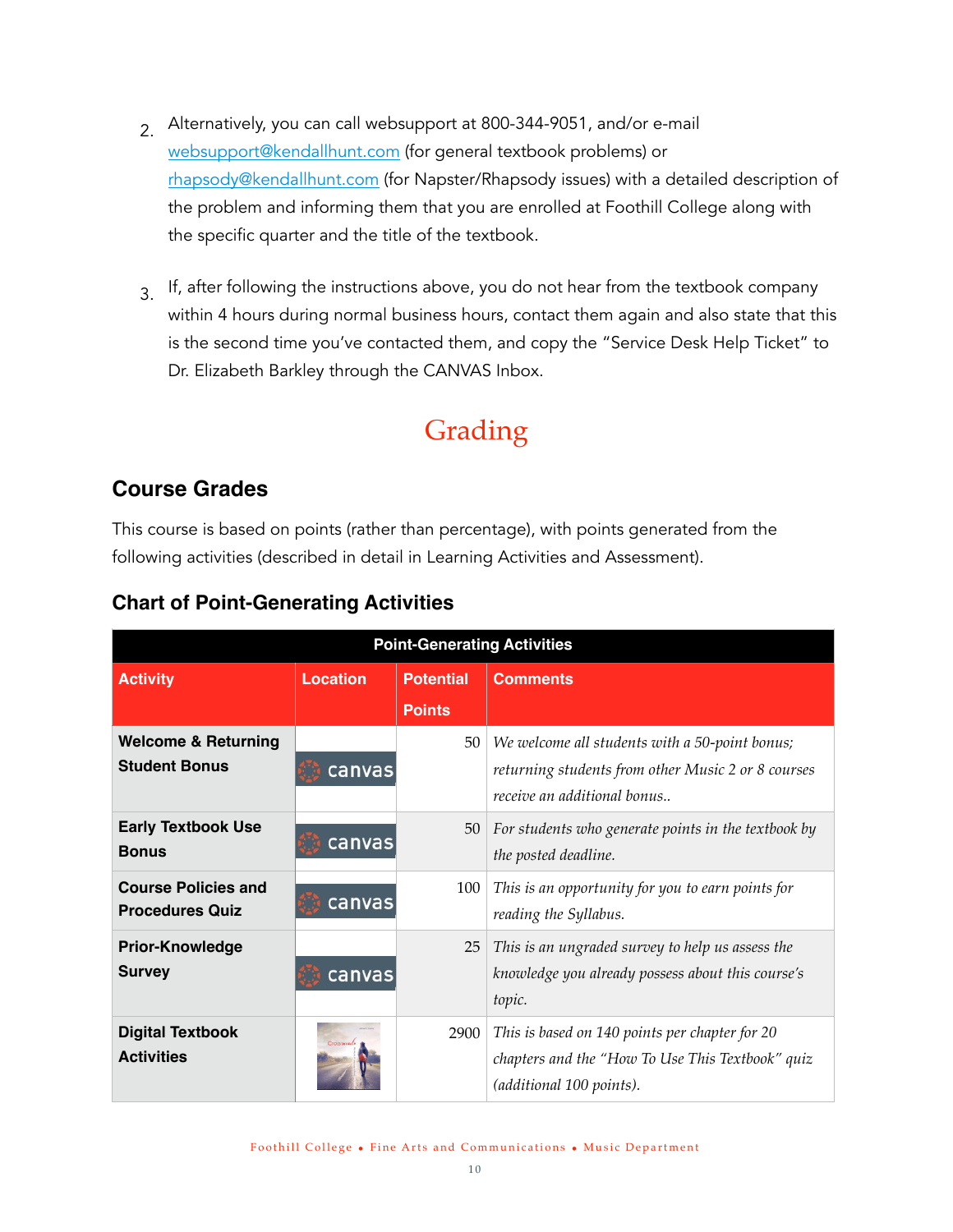2. Alternatively, you can call websupport at 800-344-9051, and/or e-mail websupport@kendallhunt.com (for general textbook problems) or rhapsody@kendallhunt.com (for Napster/Rhapsody issues) with a detailed description of the problem and informing them that you are enrolled at Foothill College along with the specific quarter and the title of the textbook.

3. If, after following the instructions above, you do not hear from the textbook company within 4 hours during normal business hours, contact them again and also state that this is the second time you've contacted them, and copy the "Service Desk Help Ticket" to Dr. Elizabeth Barkley through the CANVAS Inbox.

# Grading

## Course Grades

This course is based on points (rather than percentage), with points generated from the following activities (described in detail in Learning Activities and Assessment).

### Chart of Point-Generating Activities

| Point-Generating Activities | | | |
|---|---|---|---|
| **Activity** | **Location** | **Potential Points** | **Comments** |
| **Welcome & Returning Student Bonus** | canvas | 50 | *We welcome all students with a 50-point bonus; returning students from other Music 2 or 8 courses receive an additional bonus..* |
| **Early Textbook Use Bonus** | canvas | 50 | *For students who generate points in the textbook by the posted deadline.* |
| **Course Policies and Procedures Quiz** | canvas | 100 | *This is an opportunity for you to earn points for reading the Syllabus.* |
| **Prior-Knowledge Survey** | canvas | 25 | *This is an ungraded survey to help us assess the knowledge you already possess about this course's topic.* |
| **Digital Textbook Activities** | | 2900 | *This is based on 140 points per chapter for 20 chapters and the "How To Use This Textbook" quiz (additional 100 points).* |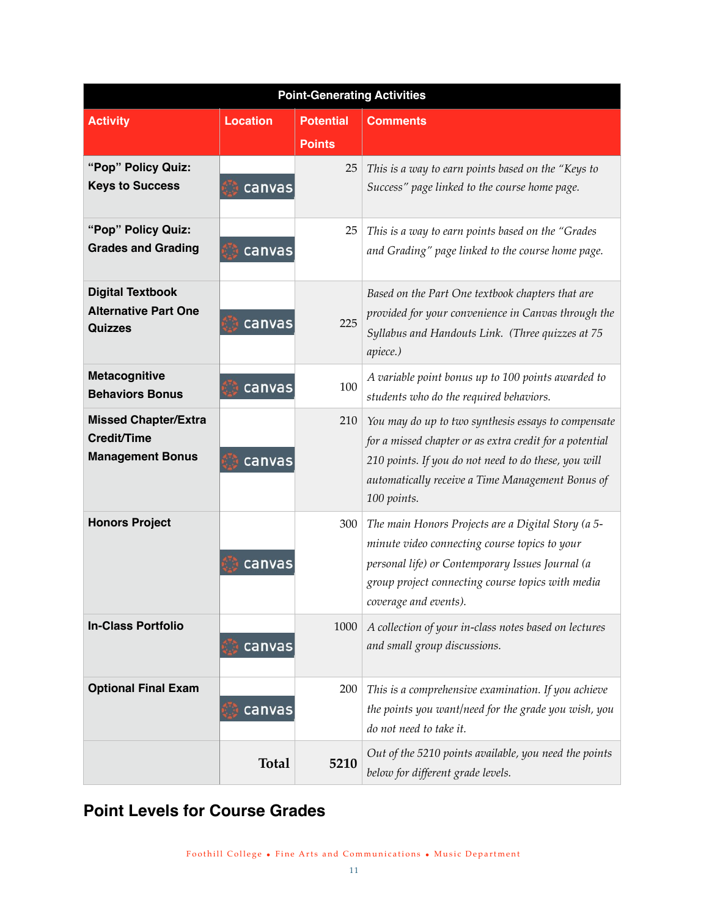| Point-Generating Activities | | | |
|---|---|---|---|
| **Activity** | **Location** | **Potential Points** | **Comments** |
| **"Pop" Policy Quiz: Keys to Success** | canvas | 25 | *This is a way to earn points based on the "Keys to Success" page linked to the course home page.* |
| **"Pop" Policy Quiz: Grades and Grading** | canvas | 25 | *This is a way to earn points based on the "Grades and Grading" page linked to the course home page.* |
| **Digital Textbook Alternative Part One Quizzes** | canvas | 225 | *Based on the Part One textbook chapters that are provided for your convenience in Canvas through the Syllabus and Handouts Link. (Three quizzes at 75 apiece.)* |
| **Metacognitive Behaviors Bonus** | canvas | 100 | *A variable point bonus up to 100 points awarded to students who do the required behaviors.* |
| **Missed Chapter/Extra Credit/Time Management Bonus** | canvas | 210 | *You may do up to two synthesis essays to compensate for a missed chapter or as extra credit for a potential 210 points. If you do not need to do these, you will automatically receive a Time Management Bonus of 100 points.* |
| **Honors Project** | canvas | 300 | *The main Honors Projects are a Digital Story (a 5-minute video connecting course topics to your personal life) or Contemporary Issues Journal (a group project connecting course topics with media coverage and events).* |
| **In-Class Portfolio** | canvas | 1000 | *A collection of your in-class notes based on lectures and small group discussions.* |
| **Optional Final Exam** | canvas | 200 | *This is a comprehensive examination. If you achieve the points you want/need for the grade you wish, you do not need to take it.* |
| | **Total** | **5210** | *Out of the 5210 points available, you need the points below for different grade levels.* |

## Point Levels for Course Grades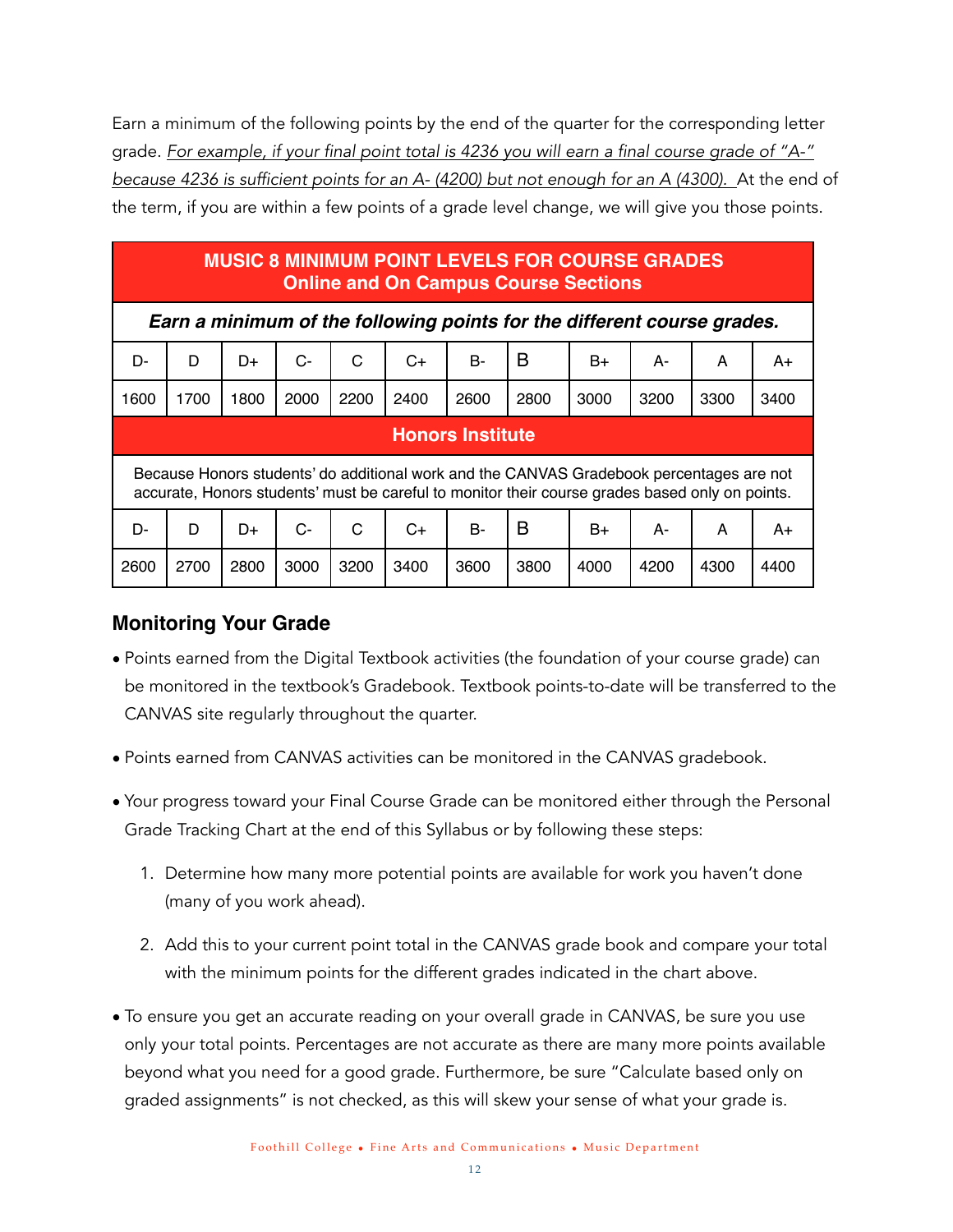Earn a minimum of the following points by the end of the quarter for the corresponding letter grade. *For example, if your final point total is 4236 you will earn a final course grade of "A-" because 4236 is sufficient points for an A- (4200) but not enough for an A (4300).* At the end of the term, if you are within a few points of a grade level change, we will give you those points.

| **MUSIC 8 MINIMUM POINT LEVELS FOR COURSE GRADES**<br>**Online and On Campus Course Sections** | | | | | | | | | | | |
|---|---|---|---|---|---|---|---|---|---|---|---|
| ***Earn a minimum of the following points for the different course grades.*** | | | | | | | | | | | |
| D- | D | D+ | C- | C | C+ | B- | B | B+ | A- | A | A+ |
| 1600 | 1700 | 1800 | 2000 | 2200 | 2400 | 2600 | 2800 | 3000 | 3200 | 3300 | 3400 |
| **Honors Institute** | | | | | | | | | | | |
| Because Honors students' do additional work and the CANVAS Gradebook percentages are not accurate, Honors students' must be careful to monitor their course grades based only on points. | | | | | | | | | | | |
| D- | D | D+ | C- | C | C+ | B- | B | B+ | A- | A | A+ |
| 2600 | 2700 | 2800 | 3000 | 3200 | 3400 | 3600 | 3800 | 4000 | 4200 | 4300 | 4400 |

## Monitoring Your Grade

- Points earned from the Digital Textbook activities (the foundation of your course grade) can be monitored in the textbook's Gradebook. Textbook points-to-date will be transferred to the CANVAS site regularly throughout the quarter.
- Points earned from CANVAS activities can be monitored in the CANVAS gradebook.
- Your progress toward your Final Course Grade can be monitored either through the Personal Grade Tracking Chart at the end of this Syllabus or by following these steps:
  1. Determine how many more potential points are available for work you haven't done (many of you work ahead).
  2. Add this to your current point total in the CANVAS grade book and compare your total with the minimum points for the different grades indicated in the chart above.
- To ensure you get an accurate reading on your overall grade in CANVAS, be sure you use only your total points. Percentages are not accurate as there are many more points available beyond what you need for a good grade. Furthermore, be sure "Calculate based only on graded assignments" is not checked, as this will skew your sense of what your grade is.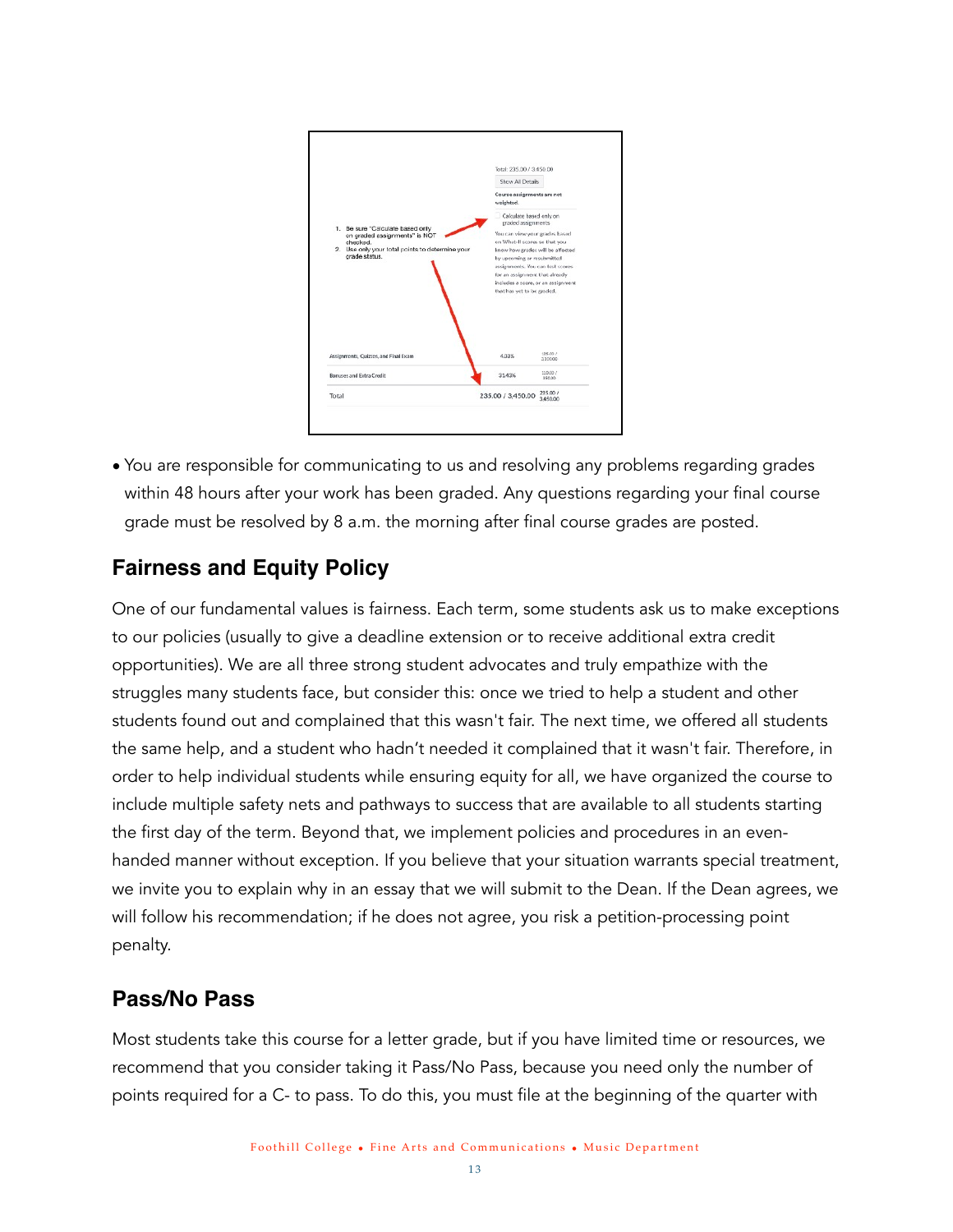- You are responsible for communicating to us and resolving any problems regarding grades within 48 hours after your work has been graded. Any questions regarding your final course grade must be resolved by 8 a.m. the morning after final course grades are posted.

## Fairness and Equity Policy

One of our fundamental values is fairness. Each term, some students ask us to make exceptions to our policies (usually to give a deadline extension or to receive additional extra credit opportunities). We are all three strong student advocates and truly empathize with the struggles many students face, but consider this: once we tried to help a student and other students found out and complained that this wasn't fair. The next time, we offered all students the same help, and a student who hadn't needed it complained that it wasn't fair. Therefore, in order to help individual students while ensuring equity for all, we have organized the course to include multiple safety nets and pathways to success that are available to all students starting the first day of the term. Beyond that, we implement policies and procedures in an even-handed manner without exception. If you believe that your situation warrants special treatment, we invite you to explain why in an essay that we will submit to the Dean. If the Dean agrees, we will follow his recommendation; if he does not agree, you risk a petition-processing point penalty.

## Pass/No Pass

Most students take this course for a letter grade, but if you have limited time or resources, we recommend that you consider taking it Pass/No Pass, because you need only the number of points required for a C- to pass. To do this, you must file at the beginning of the quarter with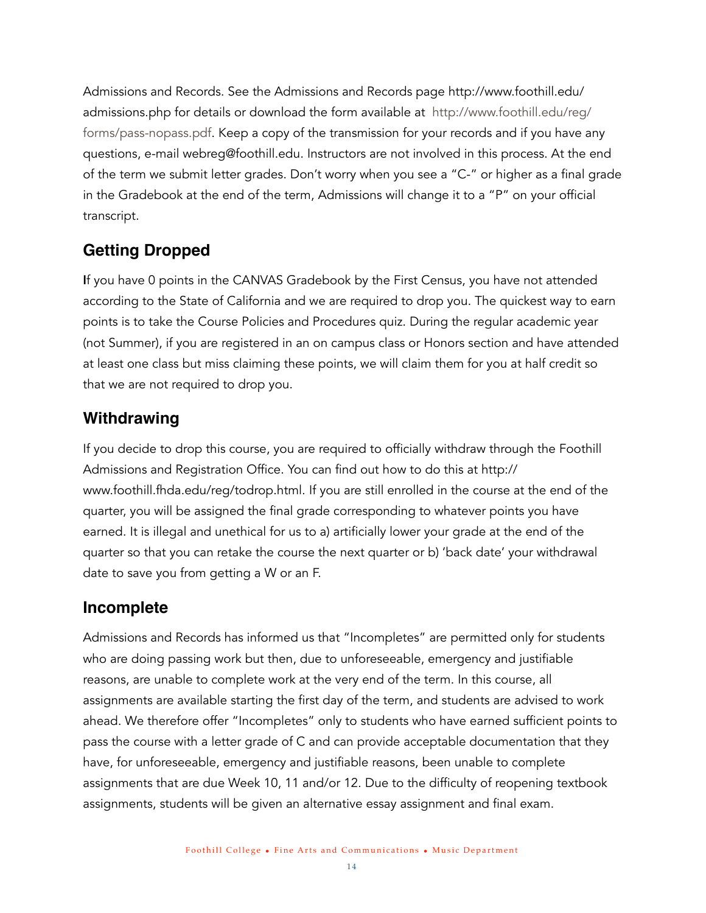Admissions and Records. See the Admissions and Records page http://www.foothill.edu/admissions.php for details or download the form available at http://www.foothill.edu/reg/forms/pass-nopass.pdf. Keep a copy of the transmission for your records and if you have any questions, e-mail webreg@foothill.edu. Instructors are not involved in this process. At the end of the term we submit letter grades. Don't worry when you see a "C-" or higher as a final grade in the Gradebook at the end of the term, Admissions will change it to a "P" on your official transcript.

## Getting Dropped

If you have 0 points in the CANVAS Gradebook by the First Census, you have not attended according to the State of California and we are required to drop you. The quickest way to earn points is to take the Course Policies and Procedures quiz. During the regular academic year (not Summer), if you are registered in an on campus class or Honors section and have attended at least one class but miss claiming these points, we will claim them for you at half credit so that we are not required to drop you.

## Withdrawing

If you decide to drop this course, you are required to officially withdraw through the Foothill Admissions and Registration Office. You can find out how to do this at http://www.foothill.fhda.edu/reg/todrop.html. If you are still enrolled in the course at the end of the quarter, you will be assigned the final grade corresponding to whatever points you have earned. It is illegal and unethical for us to a) artificially lower your grade at the end of the quarter so that you can retake the course the next quarter or b) 'back date' your withdrawal date to save you from getting a W or an F.

## Incomplete

Admissions and Records has informed us that "Incompletes" are permitted only for students who are doing passing work but then, due to unforeseeable, emergency and justifiable reasons, are unable to complete work at the very end of the term. In this course, all assignments are available starting the first day of the term, and students are advised to work ahead. We therefore offer "Incompletes" only to students who have earned sufficient points to pass the course with a letter grade of C and can provide acceptable documentation that they have, for unforeseeable, emergency and justifiable reasons, been unable to complete assignments that are due Week 10, 11 and/or 12. Due to the difficulty of reopening textbook assignments, students will be given an alternative essay assignment and final exam.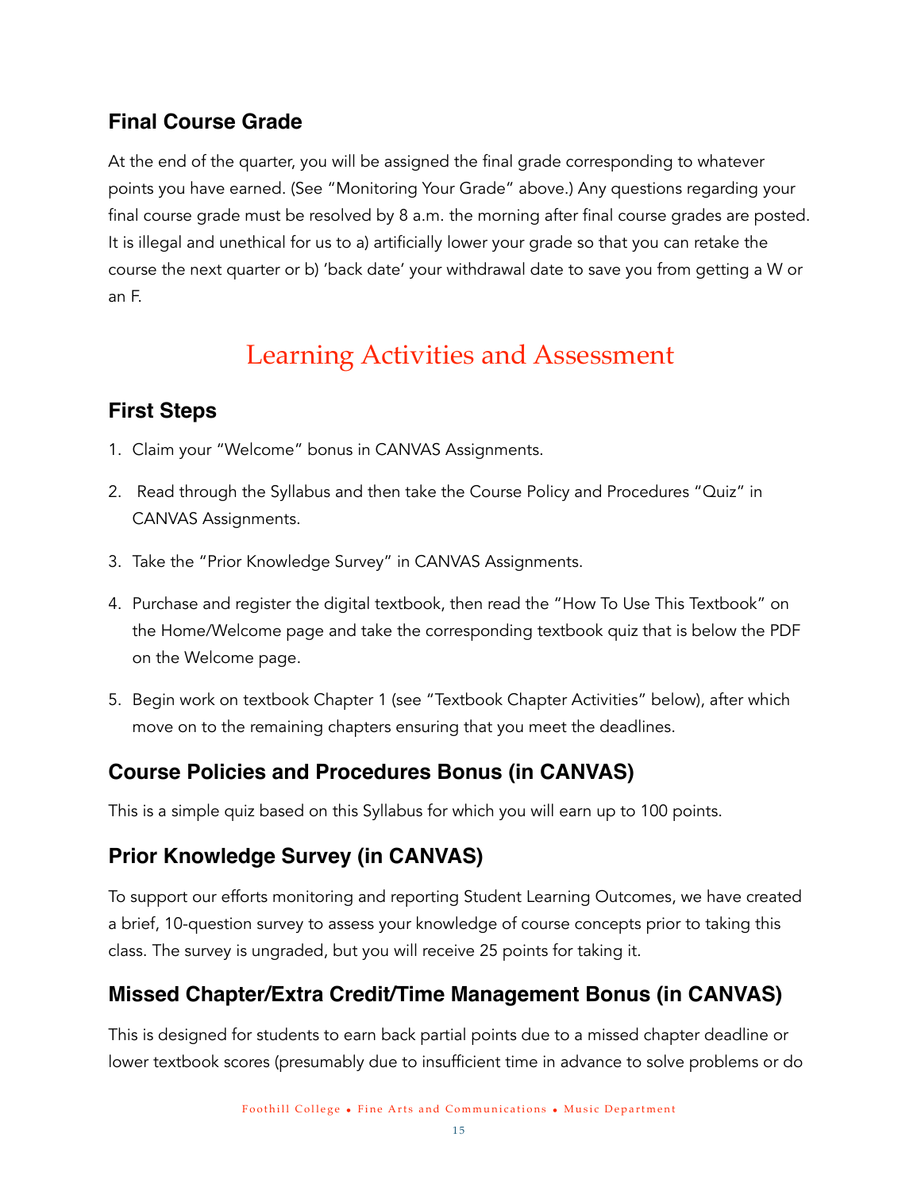## Final Course Grade

At the end of the quarter, you will be assigned the final grade corresponding to whatever points you have earned. (See "Monitoring Your Grade" above.) Any questions regarding your final course grade must be resolved by 8 a.m. the morning after final course grades are posted. It is illegal and unethical for us to a) artificially lower your grade so that you can retake the course the next quarter or b) 'back date' your withdrawal date to save you from getting a W or an F.

# Learning Activities and Assessment

## First Steps

1. Claim your "Welcome" bonus in CANVAS Assignments.
2. Read through the Syllabus and then take the Course Policy and Procedures "Quiz" in CANVAS Assignments.
3. Take the "Prior Knowledge Survey" in CANVAS Assignments.
4. Purchase and register the digital textbook, then read the "How To Use This Textbook" on the Home/Welcome page and take the corresponding textbook quiz that is below the PDF on the Welcome page.
5. Begin work on textbook Chapter 1 (see "Textbook Chapter Activities" below), after which move on to the remaining chapters ensuring that you meet the deadlines.

## Course Policies and Procedures Bonus (in CANVAS)

This is a simple quiz based on this Syllabus for which you will earn up to 100 points.

## Prior Knowledge Survey (in CANVAS)

To support our efforts monitoring and reporting Student Learning Outcomes, we have created a brief, 10-question survey to assess your knowledge of course concepts prior to taking this class. The survey is ungraded, but you will receive 25 points for taking it.

## Missed Chapter/Extra Credit/Time Management Bonus (in CANVAS)

This is designed for students to earn back partial points due to a missed chapter deadline or lower textbook scores (presumably due to insufficient time in advance to solve problems or do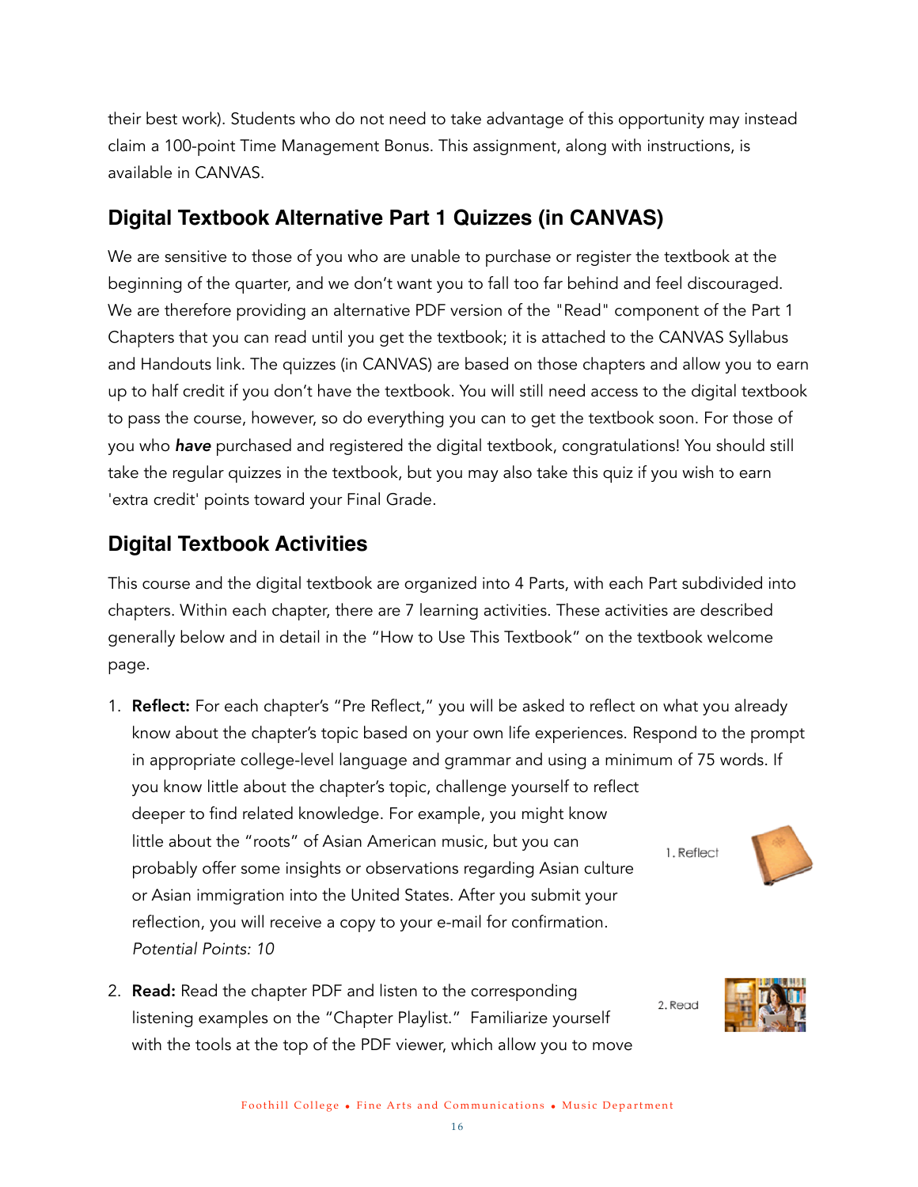their best work). Students who do not need to take advantage of this opportunity may instead claim a 100-point Time Management Bonus. This assignment, along with instructions, is available in CANVAS.

## Digital Textbook Alternative Part 1 Quizzes (in CANVAS)

We are sensitive to those of you who are unable to purchase or register the textbook at the beginning of the quarter, and we don't want you to fall too far behind and feel discouraged. We are therefore providing an alternative PDF version of the "Read" component of the Part 1 Chapters that you can read until you get the textbook; it is attached to the CANVAS Syllabus and Handouts link. The quizzes (in CANVAS) are based on those chapters and allow you to earn up to half credit if you don't have the textbook. You will still need access to the digital textbook to pass the course, however, so do everything you can to get the textbook soon. For those of you who ***have*** purchased and registered the digital textbook, congratulations! You should still take the regular quizzes in the textbook, but you may also take this quiz if you wish to earn 'extra credit' points toward your Final Grade.

## Digital Textbook Activities

This course and the digital textbook are organized into 4 Parts, with each Part subdivided into chapters. Within each chapter, there are 7 learning activities. These activities are described generally below and in detail in the "How to Use This Textbook" on the textbook welcome page.

1. **Reflect:** For each chapter's "Pre Reflect," you will be asked to reflect on what you already know about the chapter's topic based on your own life experiences. Respond to the prompt in appropriate college-level language and grammar and using a minimum of 75 words. If you know little about the chapter's topic, challenge yourself to reflect deeper to find related knowledge. For example, you might know little about the "roots" of Asian American music, but you can probably offer some insights or observations regarding Asian culture or Asian immigration into the United States. After you submit your reflection, you will receive a copy to your e-mail for confirmation. *Potential Points: 10*

   1. Reflect

2. **Read:** Read the chapter PDF and listen to the corresponding listening examples on the "Chapter Playlist." Familiarize yourself with the tools at the top of the PDF viewer, which allow you to move

   2. Read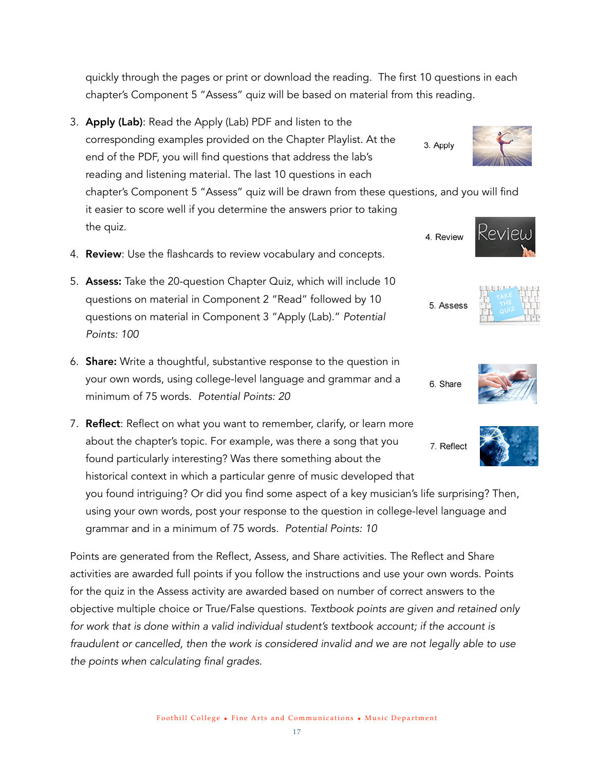quickly through the pages or print or download the reading. The first 10 questions in each chapter's Component 5 "Assess" quiz will be based on material from this reading.

3. **Apply (Lab)**: Read the Apply (Lab) PDF and listen to the corresponding examples provided on the Chapter Playlist. At the end of the PDF, you will find questions that address the lab's reading and listening material. The last 10 questions in each chapter's Component 5 "Assess" quiz will be drawn from these questions, and you will find it easier to score well if you determine the answers prior to taking the quiz.

4. **Review**: Use the flashcards to review vocabulary and concepts.

5. **Assess:** Take the 20-question Chapter Quiz, which will include 10 questions on material in Component 2 "Read" followed by 10 questions on material in Component 3 "Apply (Lab)." *Potential Points: 100*

6. **Share:** Write a thoughtful, substantive response to the question in your own words, using college-level language and grammar and a minimum of 75 words. *Potential Points: 20*

7. **Reflect**: Reflect on what you want to remember, clarify, or learn more about the chapter's topic. For example, was there a song that you found particularly interesting? Was there something about the historical context in which a particular genre of music developed that you found intriguing? Or did you find some aspect of a key musician's life surprising? Then, using your own words, post your response to the question in college-level language and grammar and in a minimum of 75 words. *Potential Points: 10*

Points are generated from the Reflect, Assess, and Share activities. The Reflect and Share activities are awarded full points if you follow the instructions and use your own words. Points for the quiz in the Assess activity are awarded based on number of correct answers to the objective multiple choice or True/False questions. *Textbook points are given and retained only for work that is done within a valid individual student's textbook account; if the account is fraudulent or cancelled, then the work is considered invalid and we are not legally able to use the points when calculating final grades.*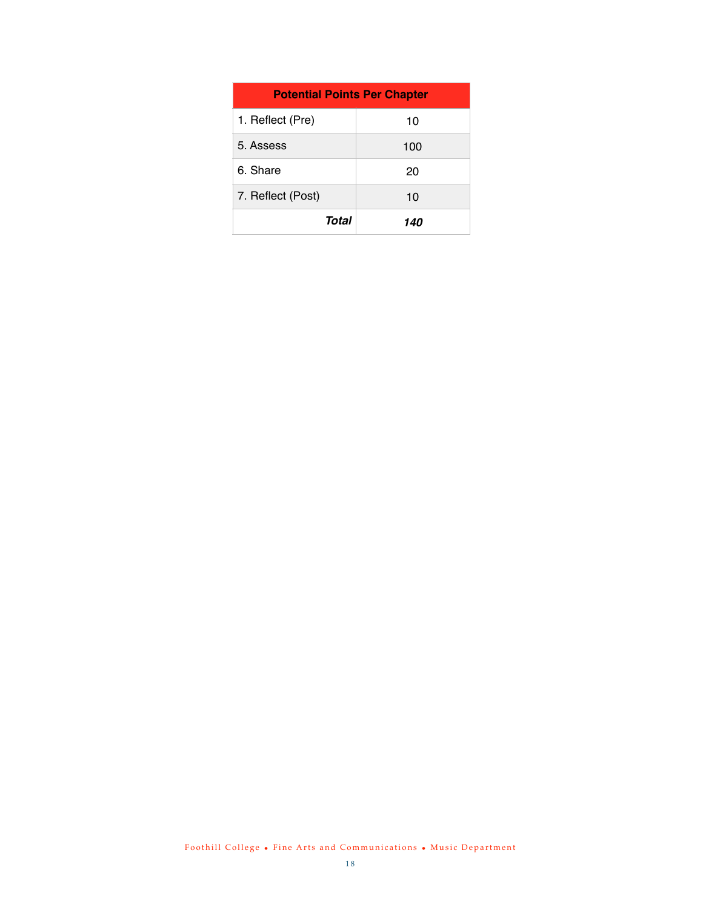| Potential Points Per Chapter | |
|---|---|
| 1. Reflect (Pre) | 10 |
| 5. Assess | 100 |
| 6. Share | 20 |
| 7. Reflect (Post) | 10 |
| ***Total*** | ***140*** |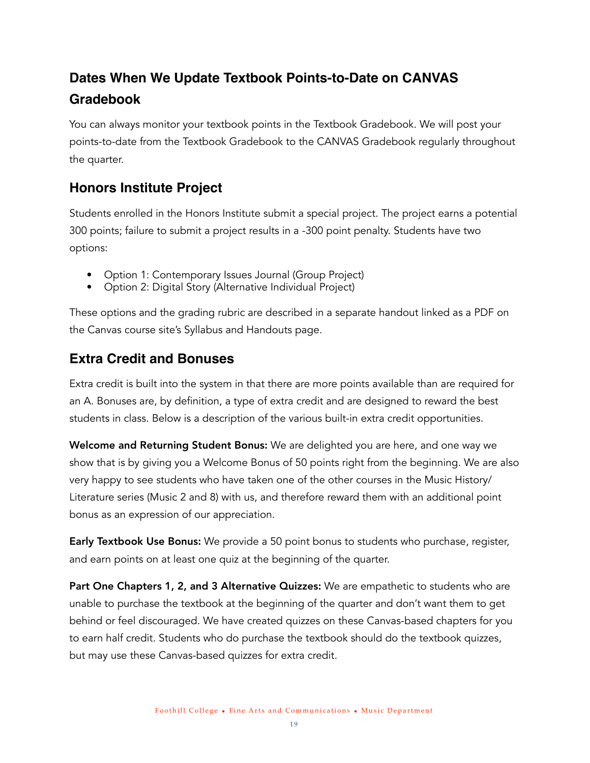## Dates When We Update Textbook Points-to-Date on CANVAS Gradebook

You can always monitor your textbook points in the Textbook Gradebook. We will post your points-to-date from the Textbook Gradebook to the CANVAS Gradebook regularly throughout the quarter.

## Honors Institute Project

Students enrolled in the Honors Institute submit a special project. The project earns a potential 300 points; failure to submit a project results in a -300 point penalty. Students have two options:

- Option 1: Contemporary Issues Journal (Group Project)
- Option 2: Digital Story (Alternative Individual Project)

These options and the grading rubric are described in a separate handout linked as a PDF on the Canvas course site's Syllabus and Handouts page.

## Extra Credit and Bonuses

Extra credit is built into the system in that there are more points available than are required for an A. Bonuses are, by definition, a type of extra credit and are designed to reward the best students in class. Below is a description of the various built-in extra credit opportunities.

**Welcome and Returning Student Bonus:** We are delighted you are here, and one way we show that is by giving you a Welcome Bonus of 50 points right from the beginning. We are also very happy to see students who have taken one of the other courses in the Music History/ Literature series (Music 2 and 8) with us, and therefore reward them with an additional point bonus as an expression of our appreciation.

**Early Textbook Use Bonus:** We provide a 50 point bonus to students who purchase, register, and earn points on at least one quiz at the beginning of the quarter.

**Part One Chapters 1, 2, and 3 Alternative Quizzes:** We are empathetic to students who are unable to purchase the textbook at the beginning of the quarter and don't want them to get behind or feel discouraged. We have created quizzes on these Canvas-based chapters for you to earn half credit. Students who do purchase the textbook should do the textbook quizzes, but may use these Canvas-based quizzes for extra credit.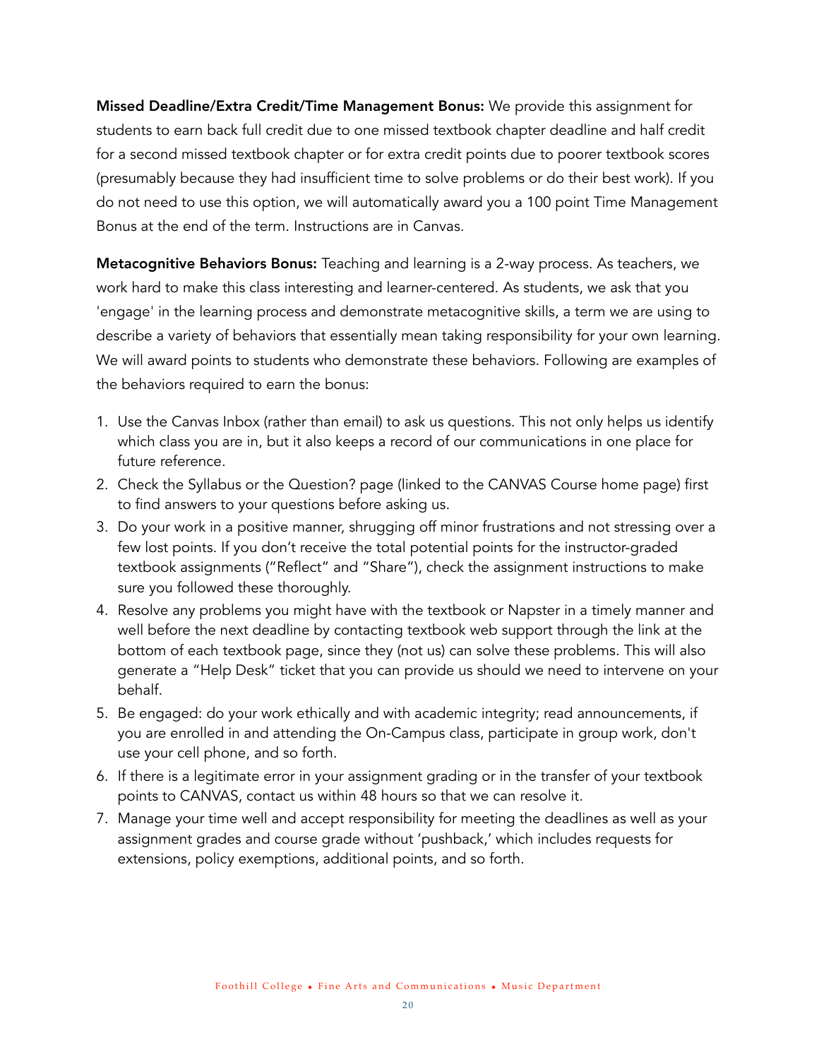**Missed Deadline/Extra Credit/Time Management Bonus:** We provide this assignment for students to earn back full credit due to one missed textbook chapter deadline and half credit for a second missed textbook chapter or for extra credit points due to poorer textbook scores (presumably because they had insufficient time to solve problems or do their best work). If you do not need to use this option, we will automatically award you a 100 point Time Management Bonus at the end of the term. Instructions are in Canvas.

**Metacognitive Behaviors Bonus:** Teaching and learning is a 2-way process. As teachers, we work hard to make this class interesting and learner-centered. As students, we ask that you 'engage' in the learning process and demonstrate metacognitive skills, a term we are using to describe a variety of behaviors that essentially mean taking responsibility for your own learning. We will award points to students who demonstrate these behaviors. Following are examples of the behaviors required to earn the bonus:

1. Use the Canvas Inbox (rather than email) to ask us questions. This not only helps us identify which class you are in, but it also keeps a record of our communications in one place for future reference.
2. Check the Syllabus or the Question? page (linked to the CANVAS Course home page) first to find answers to your questions before asking us.
3. Do your work in a positive manner, shrugging off minor frustrations and not stressing over a few lost points. If you don't receive the total potential points for the instructor-graded textbook assignments ("Reflect" and "Share"), check the assignment instructions to make sure you followed these thoroughly.
4. Resolve any problems you might have with the textbook or Napster in a timely manner and well before the next deadline by contacting textbook web support through the link at the bottom of each textbook page, since they (not us) can solve these problems. This will also generate a "Help Desk" ticket that you can provide us should we need to intervene on your behalf.
5. Be engaged: do your work ethically and with academic integrity; read announcements, if you are enrolled in and attending the On-Campus class, participate in group work, don't use your cell phone, and so forth.
6. If there is a legitimate error in your assignment grading or in the transfer of your textbook points to CANVAS, contact us within 48 hours so that we can resolve it.
7. Manage your time well and accept responsibility for meeting the deadlines as well as your assignment grades and course grade without 'pushback,' which includes requests for extensions, policy exemptions, additional points, and so forth.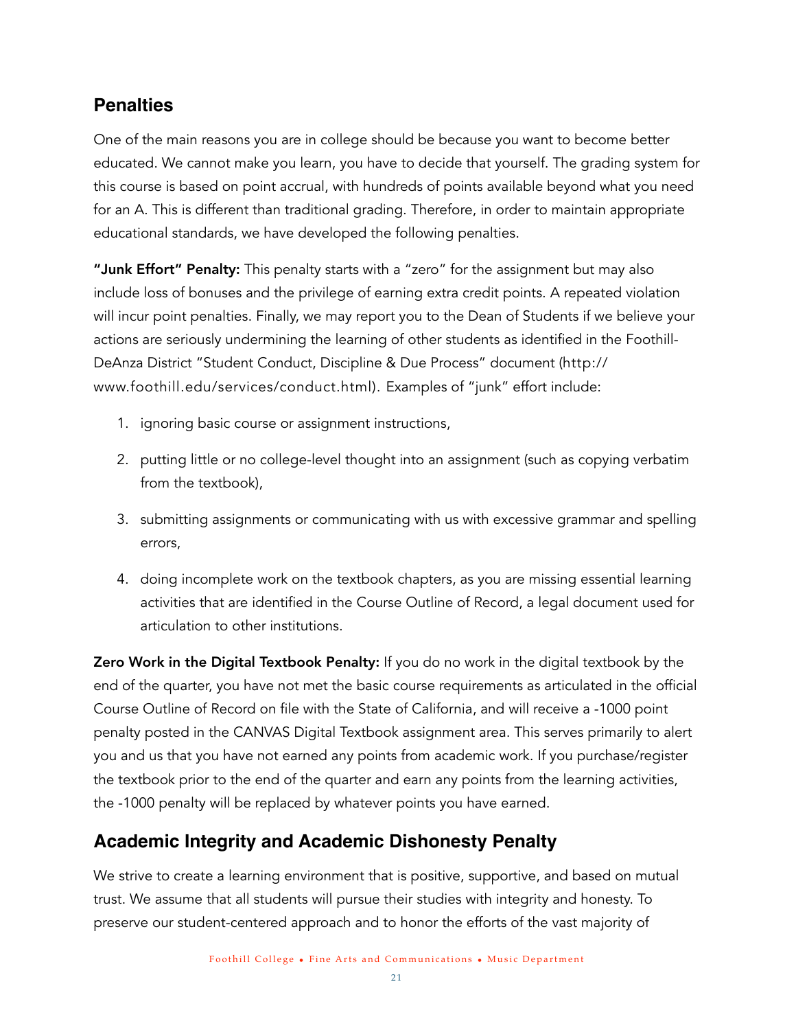## Penalties

One of the main reasons you are in college should be because you want to become better educated. We cannot make you learn, you have to decide that yourself. The grading system for this course is based on point accrual, with hundreds of points available beyond what you need for an A. This is different than traditional grading. Therefore, in order to maintain appropriate educational standards, we have developed the following penalties.

**"Junk Effort" Penalty:** This penalty starts with a "zero" for the assignment but may also include loss of bonuses and the privilege of earning extra credit points. A repeated violation will incur point penalties. Finally, we may report you to the Dean of Students if we believe your actions are seriously undermining the learning of other students as identified in the Foothill-DeAnza District "Student Conduct, Discipline & Due Process" document (http://www.foothill.edu/services/conduct.html). Examples of "junk" effort include:

1. ignoring basic course or assignment instructions,
2. putting little or no college-level thought into an assignment (such as copying verbatim from the textbook),
3. submitting assignments or communicating with us with excessive grammar and spelling errors,
4. doing incomplete work on the textbook chapters, as you are missing essential learning activities that are identified in the Course Outline of Record, a legal document used for articulation to other institutions.

**Zero Work in the Digital Textbook Penalty:** If you do no work in the digital textbook by the end of the quarter, you have not met the basic course requirements as articulated in the official Course Outline of Record on file with the State of California, and will receive a -1000 point penalty posted in the CANVAS Digital Textbook assignment area. This serves primarily to alert you and us that you have not earned any points from academic work. If you purchase/register the textbook prior to the end of the quarter and earn any points from the learning activities, the -1000 penalty will be replaced by whatever points you have earned.

## Academic Integrity and Academic Dishonesty Penalty

We strive to create a learning environment that is positive, supportive, and based on mutual trust. We assume that all students will pursue their studies with integrity and honesty. To preserve our student-centered approach and to honor the efforts of the vast majority of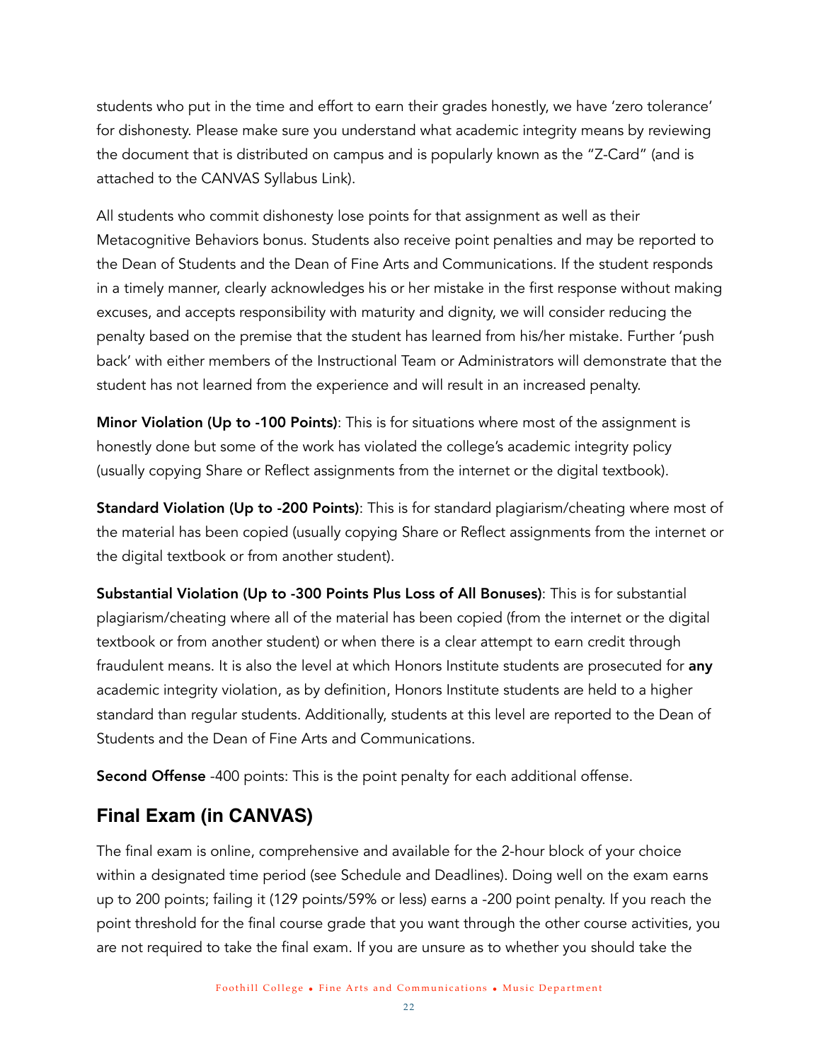students who put in the time and effort to earn their grades honestly, we have 'zero tolerance' for dishonesty. Please make sure you understand what academic integrity means by reviewing the document that is distributed on campus and is popularly known as the "Z-Card" (and is attached to the CANVAS Syllabus Link).

All students who commit dishonesty lose points for that assignment as well as their Metacognitive Behaviors bonus. Students also receive point penalties and may be reported to the Dean of Students and the Dean of Fine Arts and Communications. If the student responds in a timely manner, clearly acknowledges his or her mistake in the first response without making excuses, and accepts responsibility with maturity and dignity, we will consider reducing the penalty based on the premise that the student has learned from his/her mistake. Further 'push back' with either members of the Instructional Team or Administrators will demonstrate that the student has not learned from the experience and will result in an increased penalty.

**Minor Violation (Up to -100 Points)**: This is for situations where most of the assignment is honestly done but some of the work has violated the college's academic integrity policy (usually copying Share or Reflect assignments from the internet or the digital textbook).

**Standard Violation (Up to -200 Points)**: This is for standard plagiarism/cheating where most of the material has been copied (usually copying Share or Reflect assignments from the internet or the digital textbook or from another student).

**Substantial Violation (Up to -300 Points Plus Loss of All Bonuses)**: This is for substantial plagiarism/cheating where all of the material has been copied (from the internet or the digital textbook or from another student) or when there is a clear attempt to earn credit through fraudulent means. It is also the level at which Honors Institute students are prosecuted for **any** academic integrity violation, as by definition, Honors Institute students are held to a higher standard than regular students. Additionally, students at this level are reported to the Dean of Students and the Dean of Fine Arts and Communications.

**Second Offense** -400 points: This is the point penalty for each additional offense.

## Final Exam (in CANVAS)

The final exam is online, comprehensive and available for the 2-hour block of your choice within a designated time period (see Schedule and Deadlines). Doing well on the exam earns up to 200 points; failing it (129 points/59% or less) earns a -200 point penalty. If you reach the point threshold for the final course grade that you want through the other course activities, you are not required to take the final exam. If you are unsure as to whether you should take the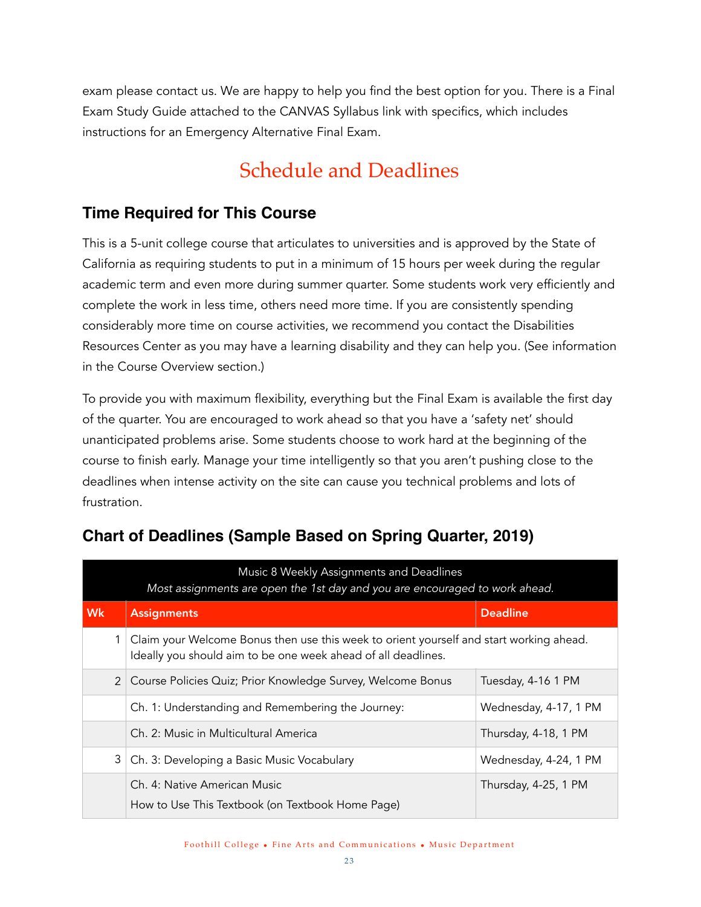exam please contact us. We are happy to help you find the best option for you. There is a Final Exam Study Guide attached to the CANVAS Syllabus link with specifics, which includes instructions for an Emergency Alternative Final Exam.

# Schedule and Deadlines

## Time Required for This Course

This is a 5-unit college course that articulates to universities and is approved by the State of California as requiring students to put in a minimum of 15 hours per week during the regular academic term and even more during summer quarter. Some students work very efficiently and complete the work in less time, others need more time. If you are consistently spending considerably more time on course activities, we recommend you contact the Disabilities Resources Center as you may have a learning disability and they can help you. (See information in the Course Overview section.)

To provide you with maximum flexibility, everything but the Final Exam is available the first day of the quarter. You are encouraged to work ahead so that you have a 'safety net' should unanticipated problems arise. Some students choose to work hard at the beginning of the course to finish early. Manage your time intelligently so that you aren't pushing close to the deadlines when intense activity on the site can cause you technical problems and lots of frustration.

## Chart of Deadlines (Sample Based on Spring Quarter, 2019)

| Music 8 Weekly Assignments and Deadlines<br>*Most assignments are open the 1st day and you are encouraged to work ahead.* | | |
|---|---|---|
| **Wk** | **Assignments** | **Deadline** |
| 1 | Claim your Welcome Bonus then use this week to orient yourself and start working ahead. Ideally you should aim to be one week ahead of all deadlines. | |
| 2 | Course Policies Quiz; Prior Knowledge Survey, Welcome Bonus | Tuesday, 4-16 1 PM |
| | Ch. 1: Understanding and Remembering the Journey: | Wednesday, 4-17, 1 PM |
| | Ch. 2: Music in Multicultural America | Thursday, 4-18, 1 PM |
| 3 | Ch. 3: Developing a Basic Music Vocabulary | Wednesday, 4-24, 1 PM |
| | Ch. 4: Native American Music<br>How to Use This Textbook (on Textbook Home Page) | Thursday, 4-25, 1 PM |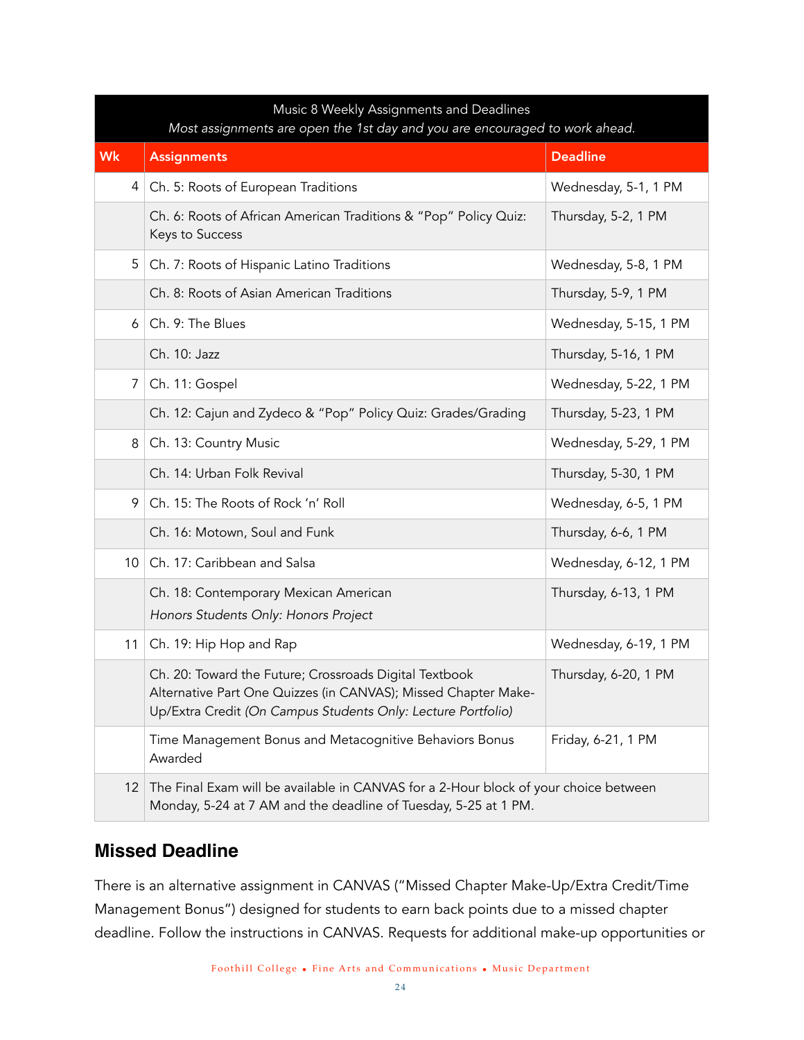| Music 8 Weekly Assignments and Deadlines *Most assignments are open the 1st day and you are encouraged to work ahead.* | | |
|---|---|---|
| **Wk** | **Assignments** | **Deadline** |
| 4 | Ch. 5: Roots of European Traditions | Wednesday, 5-1, 1 PM |
| | Ch. 6: Roots of African American Traditions & “Pop” Policy Quiz: Keys to Success | Thursday, 5-2, 1 PM |
| 5 | Ch. 7: Roots of Hispanic Latino Traditions | Wednesday, 5-8, 1 PM |
| | Ch. 8: Roots of Asian American Traditions | Thursday, 5-9, 1 PM |
| 6 | Ch. 9: The Blues | Wednesday, 5-15, 1 PM |
| | Ch. 10: Jazz | Thursday, 5-16, 1 PM |
| 7 | Ch. 11: Gospel | Wednesday, 5-22, 1 PM |
| | Ch. 12: Cajun and Zydeco & “Pop” Policy Quiz: Grades/Grading | Thursday, 5-23, 1 PM |
| 8 | Ch. 13: Country Music | Wednesday, 5-29, 1 PM |
| | Ch. 14: Urban Folk Revival | Thursday, 5-30, 1 PM |
| 9 | Ch. 15: The Roots of Rock ‘n’ Roll | Wednesday, 6-5, 1 PM |
| | Ch. 16: Motown, Soul and Funk | Thursday, 6-6, 1 PM |
| 10 | Ch. 17: Caribbean and Salsa | Wednesday, 6-12, 1 PM |
| | Ch. 18: Contemporary Mexican American *Honors Students Only: Honors Project* | Thursday, 6-13, 1 PM |
| 11 | Ch. 19: Hip Hop and Rap | Wednesday, 6-19, 1 PM |
| | Ch. 20: Toward the Future; Crossroads Digital Textbook Alternative Part One Quizzes (in CANVAS); Missed Chapter Make-Up/Extra Credit *(On Campus Students Only: Lecture Portfolio)* | Thursday, 6-20, 1 PM |
| | Time Management Bonus and Metacognitive Behaviors Bonus Awarded | Friday, 6-21, 1 PM |
| 12 | The Final Exam will be available in CANVAS for a 2-Hour block of your choice between Monday, 5-24 at 7 AM and the deadline of Tuesday, 5-25 at 1 PM. | |

## Missed Deadline

There is an alternative assignment in CANVAS (“Missed Chapter Make-Up/Extra Credit/Time Management Bonus”) designed for students to earn back points due to a missed chapter deadline. Follow the instructions in CANVAS. Requests for additional make-up opportunities or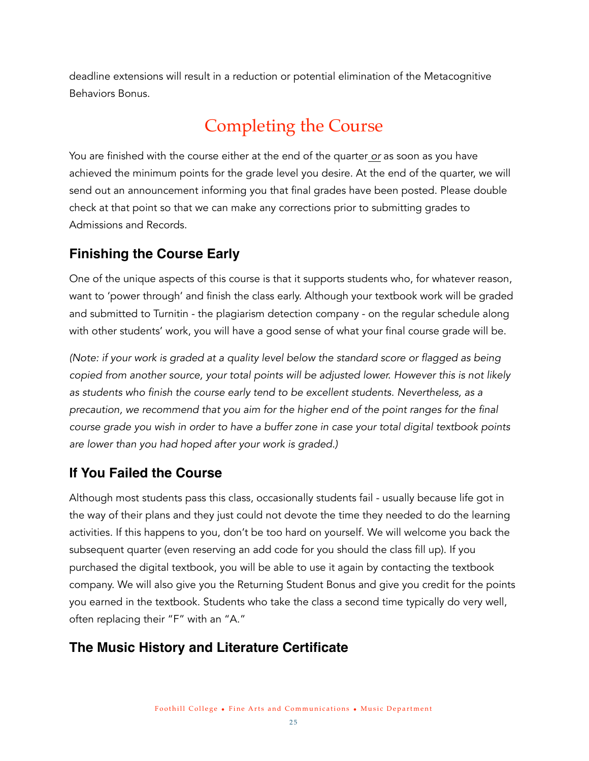deadline extensions will result in a reduction or potential elimination of the Metacognitive Behaviors Bonus.

# Completing the Course

You are finished with the course either at the end of the quarter *or* as soon as you have achieved the minimum points for the grade level you desire. At the end of the quarter, we will send out an announcement informing you that final grades have been posted. Please double check at that point so that we can make any corrections prior to submitting grades to Admissions and Records.

## Finishing the Course Early

One of the unique aspects of this course is that it supports students who, for whatever reason, want to 'power through' and finish the class early. Although your textbook work will be graded and submitted to Turnitin - the plagiarism detection company - on the regular schedule along with other students' work, you will have a good sense of what your final course grade will be.

*(Note: if your work is graded at a quality level below the standard score or flagged as being copied from another source, your total points will be adjusted lower. However this is not likely as students who finish the course early tend to be excellent students. Nevertheless, as a precaution, we recommend that you aim for the higher end of the point ranges for the final course grade you wish in order to have a buffer zone in case your total digital textbook points are lower than you had hoped after your work is graded.)*

## If You Failed the Course

Although most students pass this class, occasionally students fail - usually because life got in the way of their plans and they just could not devote the time they needed to do the learning activities. If this happens to you, don't be too hard on yourself. We will welcome you back the subsequent quarter (even reserving an add code for you should the class fill up). If you purchased the digital textbook, you will be able to use it again by contacting the textbook company. We will also give you the Returning Student Bonus and give you credit for the points you earned in the textbook. Students who take the class a second time typically do very well, often replacing their "F" with an "A."

## The Music History and Literature Certificate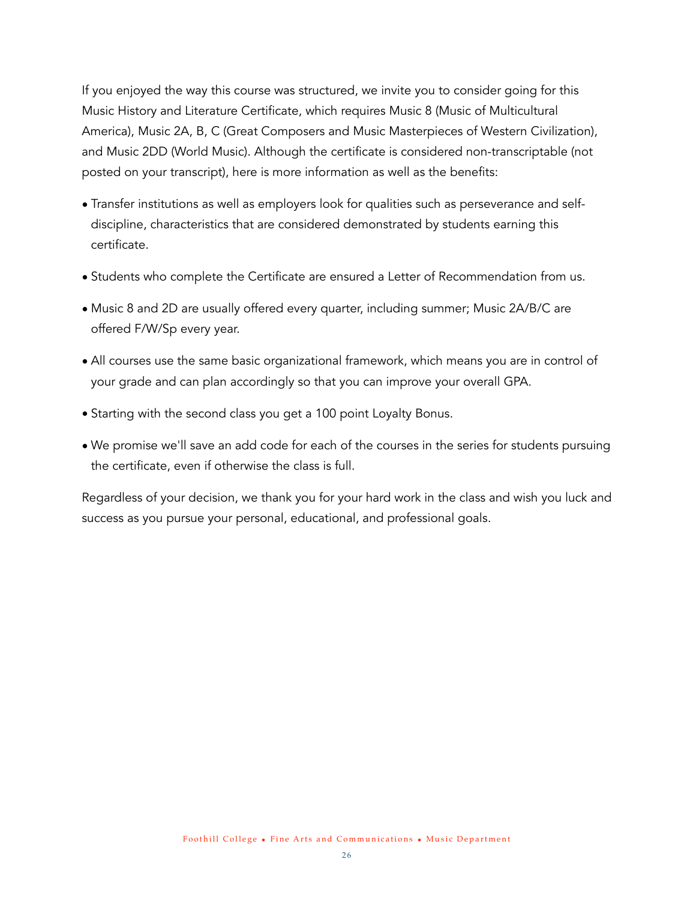If you enjoyed the way this course was structured, we invite you to consider going for this Music History and Literature Certificate, which requires Music 8 (Music of Multicultural America), Music 2A, B, C (Great Composers and Music Masterpieces of Western Civilization), and Music 2DD (World Music). Although the certificate is considered non-transcriptable (not posted on your transcript), here is more information as well as the benefits:

- Transfer institutions as well as employers look for qualities such as perseverance and self-discipline, characteristics that are considered demonstrated by students earning this certificate.
- Students who complete the Certificate are ensured a Letter of Recommendation from us.
- Music 8 and 2D are usually offered every quarter, including summer; Music 2A/B/C are offered F/W/Sp every year.
- All courses use the same basic organizational framework, which means you are in control of your grade and can plan accordingly so that you can improve your overall GPA.
- Starting with the second class you get a 100 point Loyalty Bonus.
- We promise we'll save an add code for each of the courses in the series for students pursuing the certificate, even if otherwise the class is full.

Regardless of your decision, we thank you for your hard work in the class and wish you luck and success as you pursue your personal, educational, and professional goals.